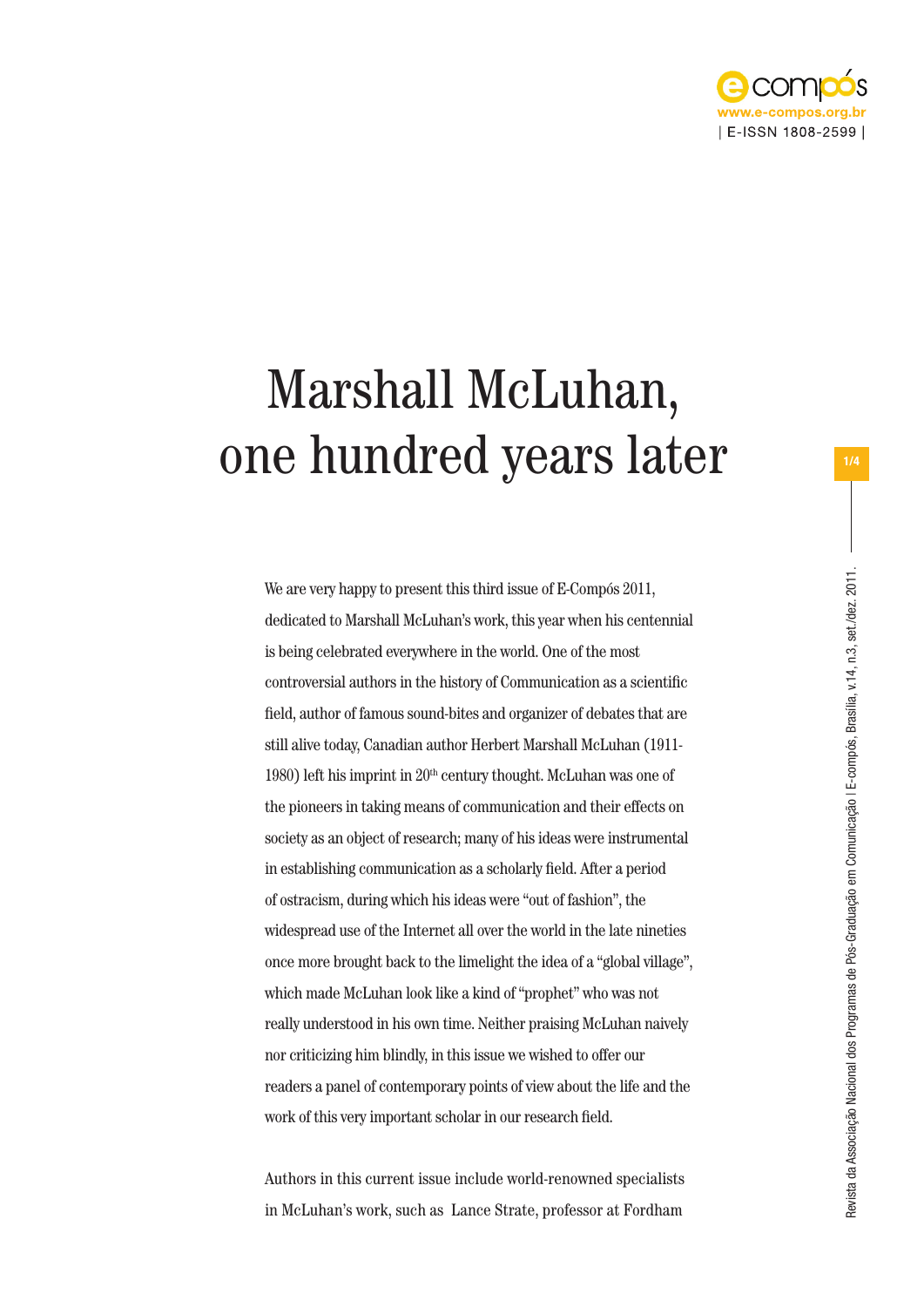# Marshall McLuhan, one hundred years later

We are very happy to present this third issue of E-Compós 2011, dedicated to Marshall McLuhan's work, this year when his centennial is being celebrated everywhere in the world. One of the most controversial authors in the history of Communication as a scientific field, author of famous sound-bites and organizer of debates that are still alive today, Canadian author Herbert Marshall McLuhan (1911-1980) left his imprint in 20th century thought. McLuhan was one of the pioneers in taking means of communication and their effects on society as an object of research; many of his ideas were instrumental in establishing communication as a scholarly field. After a period of ostracism, during which his ideas were "out of fashion", the widespread use of the Internet all over the world in the late nineties once more brought back to the limelight the idea of a "global village", which made McLuhan look like a kind of "prophet" who was not really understood in his own time. Neither praising McLuhan naively nor criticizing him blindly, in this issue we wished to offer our readers a panel of contemporary points of view about the life and the work of this very important scholar in our research field.

Authors in this current issue include world-renowned specialists in McLuhan's work, such as Lance Strate, professor at Fordham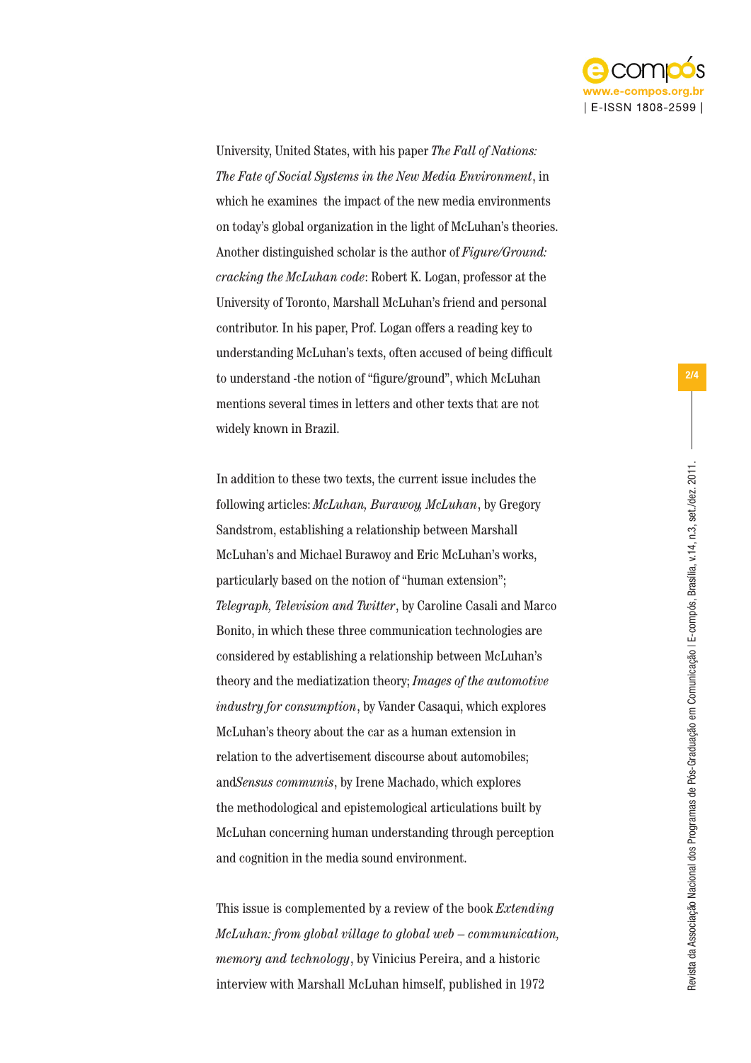University, United States, with his paper *The Fall of Nations: The Fate of Social Systems in the New Media Environment*, in which he examines the impact of the new media environments on today's global organization in the light of McLuhan's theories. Another distinguished scholar is the author of *Figure/Ground: cracking the McLuhan code*: Robert K. Logan, professor at the University of Toronto, Marshall McLuhan's friend and personal contributor. In his paper, Prof. Logan offers a reading key to understanding McLuhan's texts, often accused of being difficult to understand -the notion of "figure/ground", which McLuhan mentions several times in letters and other texts that are not widely known in Brazil.

In addition to these two texts, the current issue includes the following articles: *McLuhan, Burawoy, McLuhan*, by Gregory Sandstrom, establishing a relationship between Marshall McLuhan's and Michael Burawoy and Eric McLuhan's works, particularly based on the notion of "human extension"; *Telegraph, Television and Twitter*, by Caroline Casali and Marco Bonito, in which these three communication technologies are considered by establishing a relationship between McLuhan's theory and the mediatization theory; *Images of the automotive industry for consumption*, by Vander Casaqui, which explores McLuhan's theory about the car as a human extension in relation to the advertisement discourse about automobiles; and*Sensus communis*, by Irene Machado, which explores the methodological and epistemological articulations built by McLuhan concerning human understanding through perception and cognition in the media sound environment.

This issue is complemented by a review of the book *Extending McLuhan: from global village to global web – communication, memory and technology*, by Vinicius Pereira, and a historic interview with Marshall McLuhan himself, published in 1972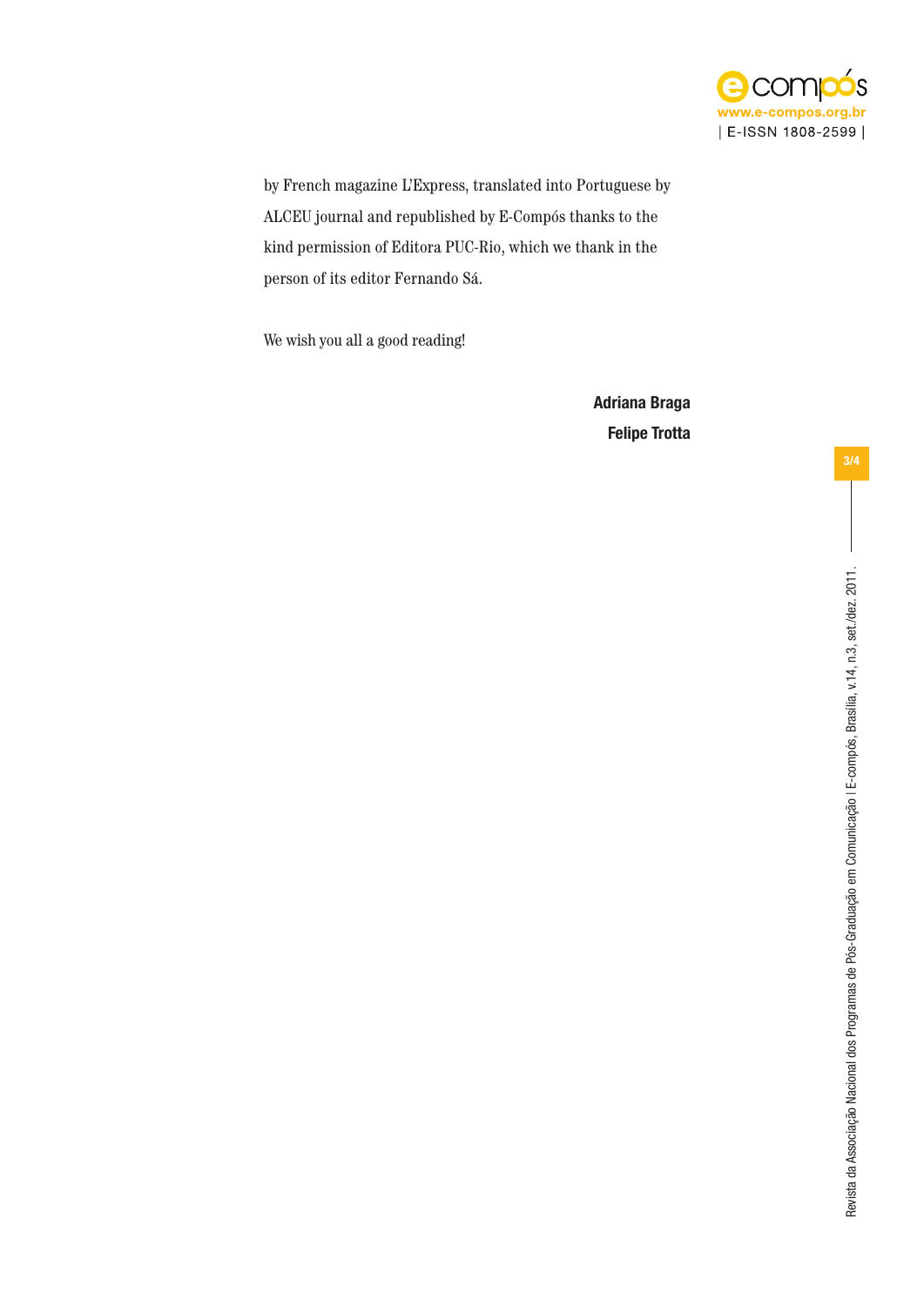by French magazine L'Express, translated into Portuguese by ALCEU journal and republished by E-Compós thanks to the kind permission of Editora PUC-Rio, which we thank in the person of its editor Fernando Sá.

We wish you all a good reading!

**Adriana Braga**

**Felipe Trotta**